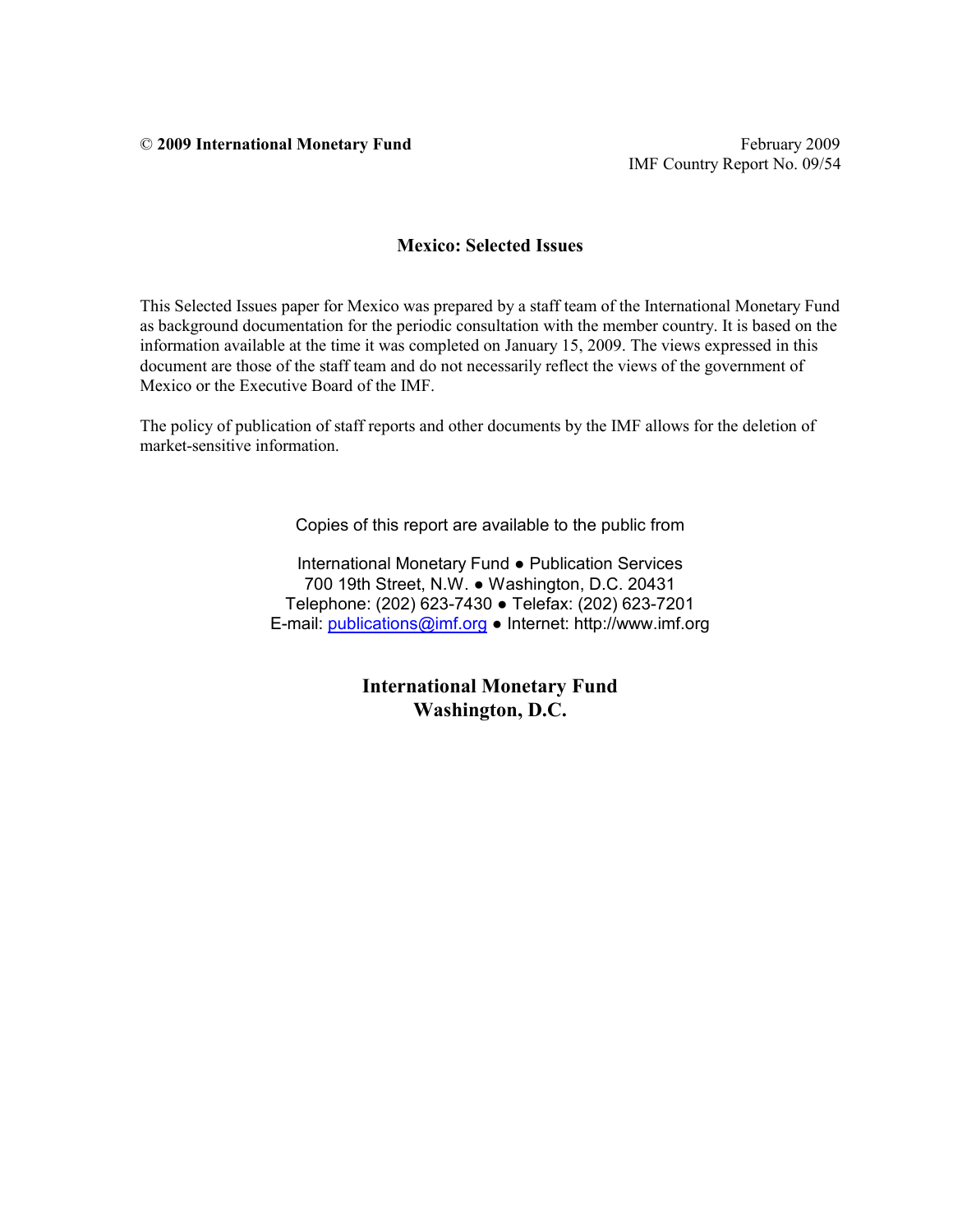© **2009 International Monetary Fund** February 2009
IMF Country Report No. 09/54

## Mexico: Selected Issues

This Selected Issues paper for Mexico was prepared by a staff team of the International Monetary Fund as background documentation for the periodic consultation with the member country. It is based on the information available at the time it was completed on January 15, 2009. The views expressed in this document are those of the staff team and do not necessarily reflect the views of the government of Mexico or the Executive Board of the IMF.

The policy of publication of staff reports and other documents by the IMF allows for the deletion of market-sensitive information.

Copies of this report are available to the public from

International Monetary Fund ● Publication Services
700 19th Street, N.W. ● Washington, D.C. 20431
Telephone: (202) 623-7430 ● Telefax: (202) 623-7201
E-mail: publications@imf.org ● Internet: http://www.imf.org

**International Monetary Fund**
**Washington, D.C.**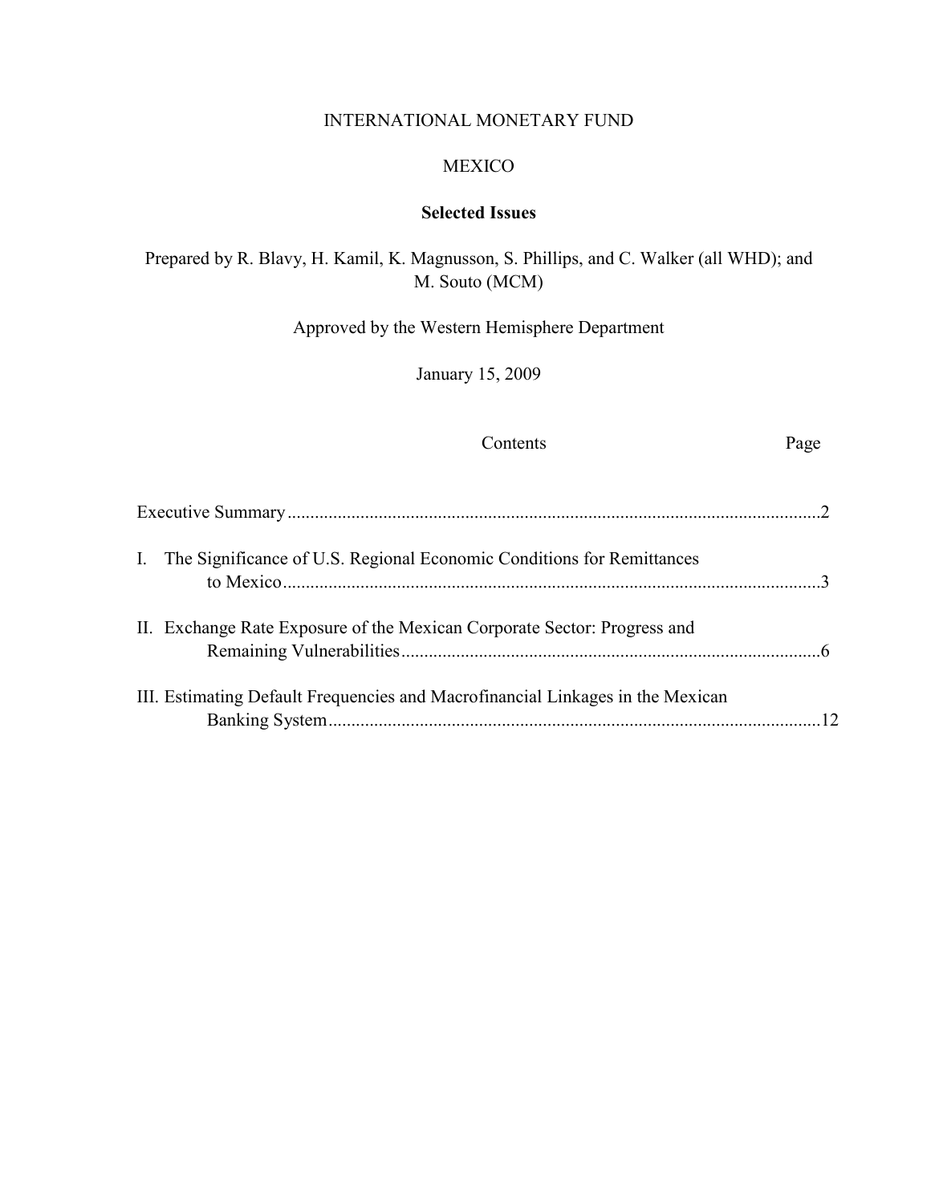INTERNATIONAL MONETARY FUND

MEXICO

**Selected Issues**

Prepared by R. Blavy, H. Kamil, K. Magnusson, S. Phillips, and C. Walker (all WHD); and M. Souto (MCM)

Approved by the Western Hemisphere Department

January 15, 2009

| Contents | Page |
|---|---|
| Executive Summary | 2 |
| I. The Significance of U.S. Regional Economic Conditions for Remittances to Mexico | 3 |
| II. Exchange Rate Exposure of the Mexican Corporate Sector: Progress and Remaining Vulnerabilities | 6 |
| III. Estimating Default Frequencies and Macrofinancial Linkages in the Mexican Banking System | 12 |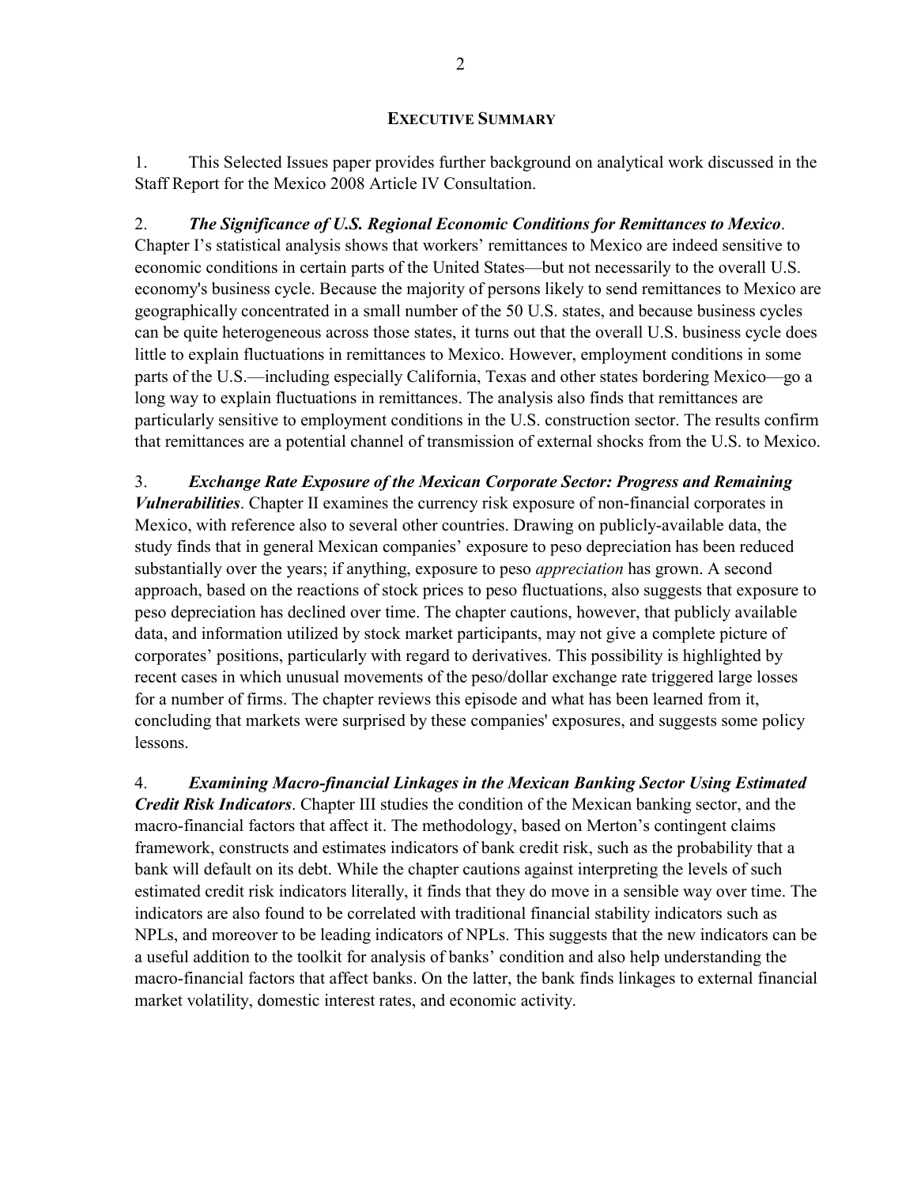## EXECUTIVE SUMMARY

1. This Selected Issues paper provides further background on analytical work discussed in the Staff Report for the Mexico 2008 Article IV Consultation.

2. ***The Significance of U.S. Regional Economic Conditions for Remittances to Mexico***. Chapter I's statistical analysis shows that workers' remittances to Mexico are indeed sensitive to economic conditions in certain parts of the United States—but not necessarily to the overall U.S. economy's business cycle. Because the majority of persons likely to send remittances to Mexico are geographically concentrated in a small number of the 50 U.S. states, and because business cycles can be quite heterogeneous across those states, it turns out that the overall U.S. business cycle does little to explain fluctuations in remittances to Mexico. However, employment conditions in some parts of the U.S.—including especially California, Texas and other states bordering Mexico—go a long way to explain fluctuations in remittances. The analysis also finds that remittances are particularly sensitive to employment conditions in the U.S. construction sector. The results confirm that remittances are a potential channel of transmission of external shocks from the U.S. to Mexico.

3. ***Exchange Rate Exposure of the Mexican Corporate Sector: Progress and Remaining Vulnerabilities***. Chapter II examines the currency risk exposure of non-financial corporates in Mexico, with reference also to several other countries. Drawing on publicly-available data, the study finds that in general Mexican companies' exposure to peso depreciation has been reduced substantially over the years; if anything, exposure to peso *appreciation* has grown. A second approach, based on the reactions of stock prices to peso fluctuations, also suggests that exposure to peso depreciation has declined over time. The chapter cautions, however, that publicly available data, and information utilized by stock market participants, may not give a complete picture of corporates' positions, particularly with regard to derivatives. This possibility is highlighted by recent cases in which unusual movements of the peso/dollar exchange rate triggered large losses for a number of firms. The chapter reviews this episode and what has been learned from it, concluding that markets were surprised by these companies' exposures, and suggests some policy lessons.

4. ***Examining Macro-financial Linkages in the Mexican Banking Sector Using Estimated Credit Risk Indicators***. Chapter III studies the condition of the Mexican banking sector, and the macro-financial factors that affect it. The methodology, based on Merton's contingent claims framework, constructs and estimates indicators of bank credit risk, such as the probability that a bank will default on its debt. While the chapter cautions against interpreting the levels of such estimated credit risk indicators literally, it finds that they do move in a sensible way over time. The indicators are also found to be correlated with traditional financial stability indicators such as NPLs, and moreover to be leading indicators of NPLs. This suggests that the new indicators can be a useful addition to the toolkit for analysis of banks' condition and also help understanding the macro-financial factors that affect banks. On the latter, the bank finds linkages to external financial market volatility, domestic interest rates, and economic activity.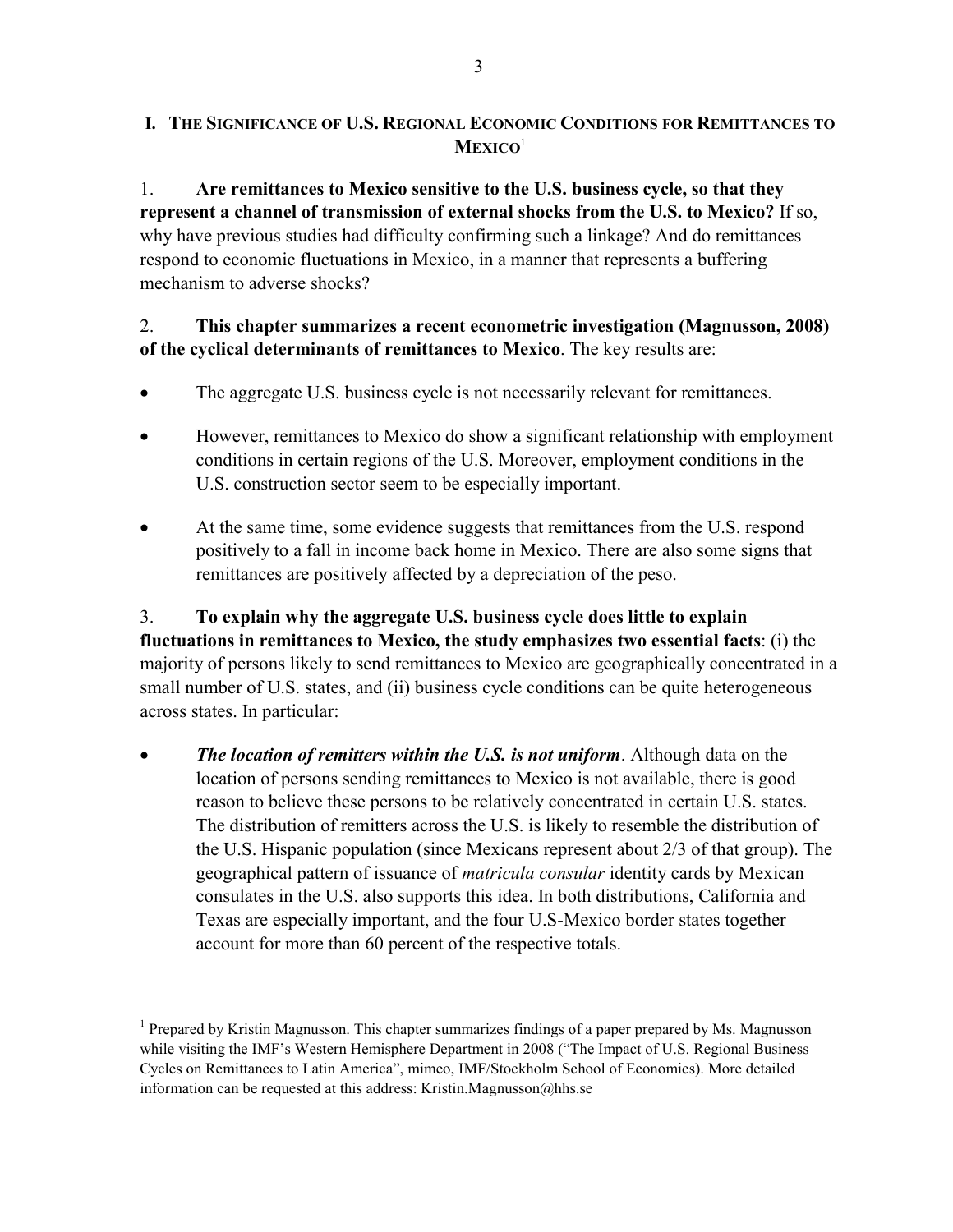# I. The Significance of U.S. Regional Economic Conditions for Remittances to Mexico[1]

1. **Are remittances to Mexico sensitive to the U.S. business cycle, so that they represent a channel of transmission of external shocks from the U.S. to Mexico?** If so, why have previous studies had difficulty confirming such a linkage? And do remittances respond to economic fluctuations in Mexico, in a manner that represents a buffering mechanism to adverse shocks?

2. **This chapter summarizes a recent econometric investigation (Magnusson, 2008) of the cyclical determinants of remittances to Mexico**. The key results are:

- The aggregate U.S. business cycle is not necessarily relevant for remittances.
- However, remittances to Mexico do show a significant relationship with employment conditions in certain regions of the U.S. Moreover, employment conditions in the U.S. construction sector seem to be especially important.
- At the same time, some evidence suggests that remittances from the U.S. respond positively to a fall in income back home in Mexico. There are also some signs that remittances are positively affected by a depreciation of the peso.

3. **To explain why the aggregate U.S. business cycle does little to explain fluctuations in remittances to Mexico, the study emphasizes two essential facts**: (i) the majority of persons likely to send remittances to Mexico are geographically concentrated in a small number of U.S. states, and (ii) business cycle conditions can be quite heterogeneous across states. In particular:

- ***The location of remitters within the U.S. is not uniform***. Although data on the location of persons sending remittances to Mexico is not available, there is good reason to believe these persons to be relatively concentrated in certain U.S. states. The distribution of remitters across the U.S. is likely to resemble the distribution of the U.S. Hispanic population (since Mexicans represent about 2/3 of that group). The geographical pattern of issuance of *matricula consular* identity cards by Mexican consulates in the U.S. also supports this idea. In both distributions, California and Texas are especially important, and the four U.S-Mexico border states together account for more than 60 percent of the respective totals.

---

[1] Prepared by Kristin Magnusson. This chapter summarizes findings of a paper prepared by Ms. Magnusson while visiting the IMF's Western Hemisphere Department in 2008 ("The Impact of U.S. Regional Business Cycles on Remittances to Latin America", mimeo, IMF/Stockholm School of Economics). More detailed information can be requested at this address: Kristin.Magnusson@hhs.se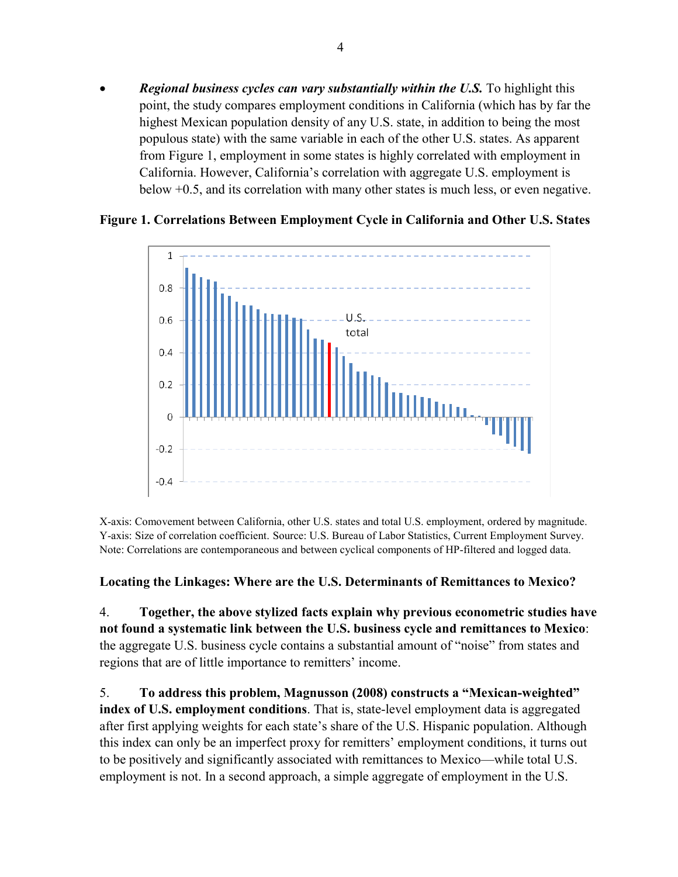- ***Regional business cycles can vary substantially within the U.S.*** To highlight this point, the study compares employment conditions in California (which has by far the highest Mexican population density of any U.S. state, in addition to being the most populous state) with the same variable in each of the other U.S. states. As apparent from Figure 1, employment in some states is highly correlated with employment in California. However, California's correlation with aggregate U.S. employment is below +0.5, and its correlation with many other states is much less, or even negative.

**Figure 1. Correlations Between Employment Cycle in California and Other U.S. States**

X-axis: Comovement between California, other U.S. states and total U.S. employment, ordered by magnitude. Y-axis: Size of correlation coefficient. Source: U.S. Bureau of Labor Statistics, Current Employment Survey. Note: Correlations are contemporaneous and between cyclical components of HP-filtered and logged data.

**Locating the Linkages: Where are the U.S. Determinants of Remittances to Mexico?**

4. **Together, the above stylized facts explain why previous econometric studies have not found a systematic link between the U.S. business cycle and remittances to Mexico**: the aggregate U.S. business cycle contains a substantial amount of "noise" from states and regions that are of little importance to remitters' income.

5. **To address this problem, Magnusson (2008) constructs a "Mexican-weighted" index of U.S. employment conditions**. That is, state-level employment data is aggregated after first applying weights for each state's share of the U.S. Hispanic population. Although this index can only be an imperfect proxy for remitters' employment conditions, it turns out to be positively and significantly associated with remittances to Mexico—while total U.S. employment is not. In a second approach, a simple aggregate of employment in the U.S.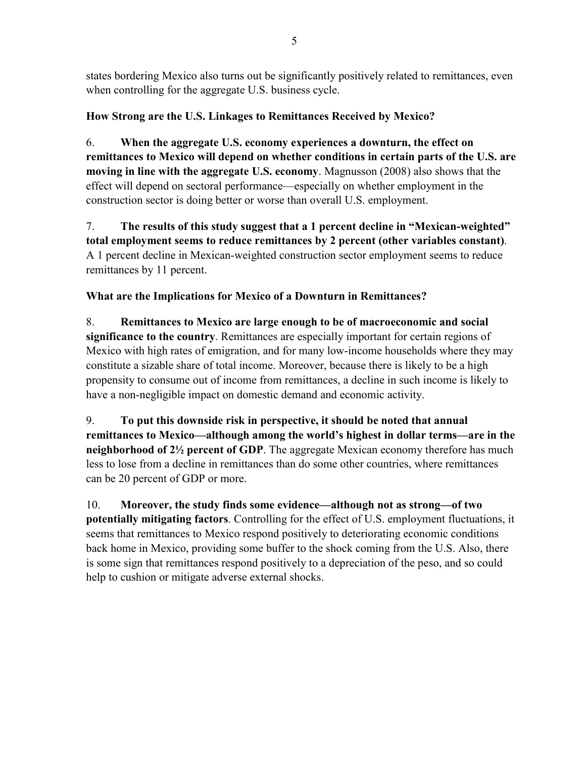states bordering Mexico also turns out be significantly positively related to remittances, even when controlling for the aggregate U.S. business cycle.

### How Strong are the U.S. Linkages to Remittances Received by Mexico?

6. **When the aggregate U.S. economy experiences a downturn, the effect on remittances to Mexico will depend on whether conditions in certain parts of the U.S. are moving in line with the aggregate U.S. economy**. Magnusson (2008) also shows that the effect will depend on sectoral performance—especially on whether employment in the construction sector is doing better or worse than overall U.S. employment.

7. **The results of this study suggest that a 1 percent decline in "Mexican-weighted" total employment seems to reduce remittances by 2 percent (other variables constant)**. A 1 percent decline in Mexican-weighted construction sector employment seems to reduce remittances by 11 percent.

### What are the Implications for Mexico of a Downturn in Remittances?

8. **Remittances to Mexico are large enough to be of macroeconomic and social significance to the country**. Remittances are especially important for certain regions of Mexico with high rates of emigration, and for many low-income households where they may constitute a sizable share of total income. Moreover, because there is likely to be a high propensity to consume out of income from remittances, a decline in such income is likely to have a non-negligible impact on domestic demand and economic activity.

9. **To put this downside risk in perspective, it should be noted that annual remittances to Mexico—although among the world's highest in dollar terms—are in the neighborhood of 2½ percent of GDP**. The aggregate Mexican economy therefore has much less to lose from a decline in remittances than do some other countries, where remittances can be 20 percent of GDP or more.

10. **Moreover, the study finds some evidence—although not as strong—of two potentially mitigating factors**. Controlling for the effect of U.S. employment fluctuations, it seems that remittances to Mexico respond positively to deteriorating economic conditions back home in Mexico, providing some buffer to the shock coming from the U.S. Also, there is some sign that remittances respond positively to a depreciation of the peso, and so could help to cushion or mitigate adverse external shocks.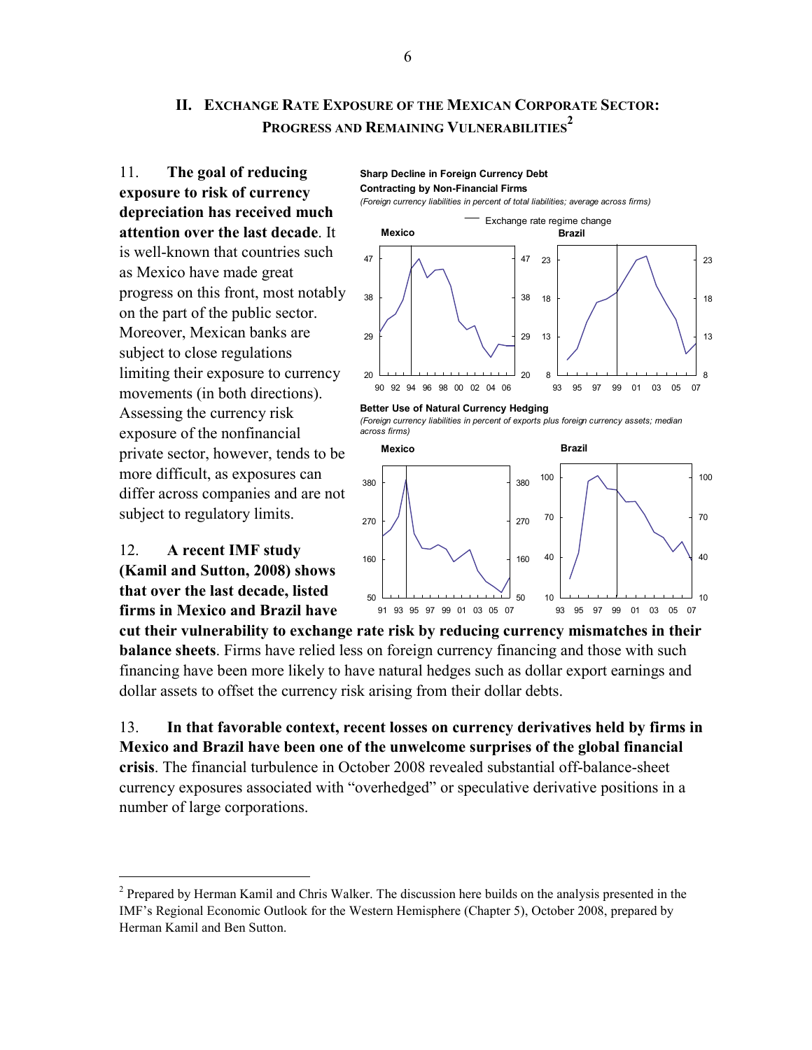## II. EXCHANGE RATE EXPOSURE OF THE MEXICAN CORPORATE SECTOR: PROGRESS AND REMAINING VULNERABILITIES[2]

**Sharp Decline in Foreign Currency Debt Contracting by Non-Financial Firms**

*(Foreign currency liabilities in percent of total liabilities; average across firms)*

**Better Use of Natural Currency Hedging**

*(Foreign currency liabilities in percent of exports plus foreign currency assets; median across firms)*

11. **The goal of reducing exposure to risk of currency depreciation has received much attention over the last decade**. It is well-known that countries such as Mexico have made great progress on this front, most notably on the part of the public sector. Moreover, Mexican banks are subject to close regulations limiting their exposure to currency movements (in both directions). Assessing the currency risk exposure of the nonfinancial private sector, however, tends to be more difficult, as exposures can differ across companies and are not subject to regulatory limits.

12. **A recent IMF study (Kamil and Sutton, 2008) shows that over the last decade, listed firms in Mexico and Brazil have cut their vulnerability to exchange rate risk by reducing currency mismatches in their balance sheets**. Firms have relied less on foreign currency financing and those with such financing have been more likely to have natural hedges such as dollar export earnings and dollar assets to offset the currency risk arising from their dollar debts.

13. **In that favorable context, recent losses on currency derivatives held by firms in Mexico and Brazil have been one of the unwelcome surprises of the global financial crisis**. The financial turbulence in October 2008 revealed substantial off-balance-sheet currency exposures associated with "overhedged" or speculative derivative positions in a number of large corporations.

---

[2] Prepared by Herman Kamil and Chris Walker. The discussion here builds on the analysis presented in the IMF's Regional Economic Outlook for the Western Hemisphere (Chapter 5), October 2008, prepared by Herman Kamil and Ben Sutton.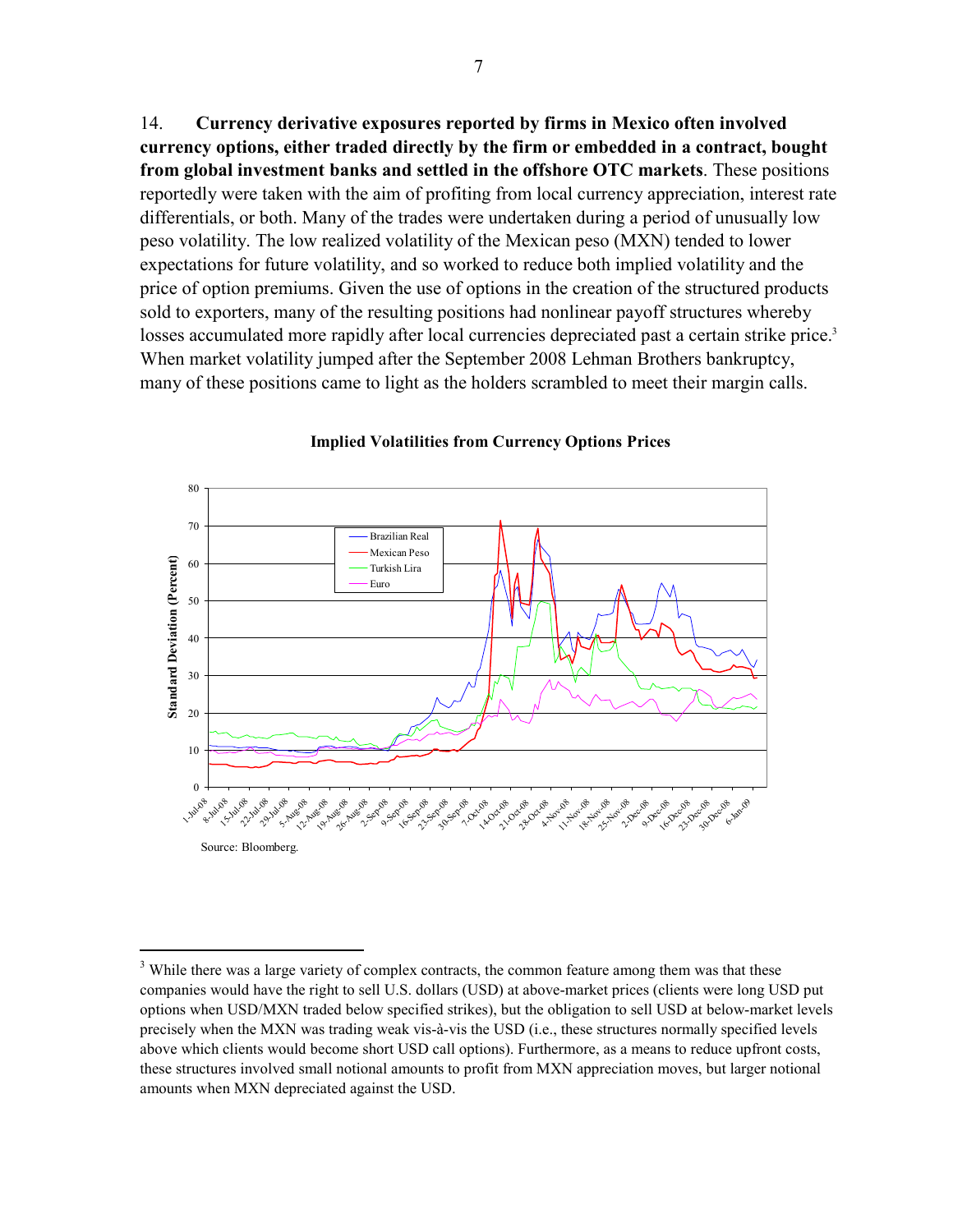14. **Currency derivative exposures reported by firms in Mexico often involved currency options, either traded directly by the firm or embedded in a contract, bought from global investment banks and settled in the offshore OTC markets**. These positions reportedly were taken with the aim of profiting from local currency appreciation, interest rate differentials, or both. Many of the trades were undertaken during a period of unusually low peso volatility. The low realized volatility of the Mexican peso (MXN) tended to lower expectations for future volatility, and so worked to reduce both implied volatility and the price of option premiums. Given the use of options in the creation of the structured products sold to exporters, many of the resulting positions had nonlinear payoff structures whereby losses accumulated more rapidly after local currencies depreciated past a certain strike price.[3] When market volatility jumped after the September 2008 Lehman Brothers bankruptcy, many of these positions came to light as the holders scrambled to meet their margin calls.

**Implied Volatilities from Currency Options Prices**

Source: Bloomberg.

[3] While there was a large variety of complex contracts, the common feature among them was that these companies would have the right to sell U.S. dollars (USD) at above-market prices (clients were long USD put options when USD/MXN traded below specified strikes), but the obligation to sell USD at below-market levels precisely when the MXN was trading weak vis-à-vis the USD (i.e., these structures normally specified levels above which clients would become short USD call options). Furthermore, as a means to reduce upfront costs, these structures involved small notional amounts to profit from MXN appreciation moves, but larger notional amounts when MXN depreciated against the USD.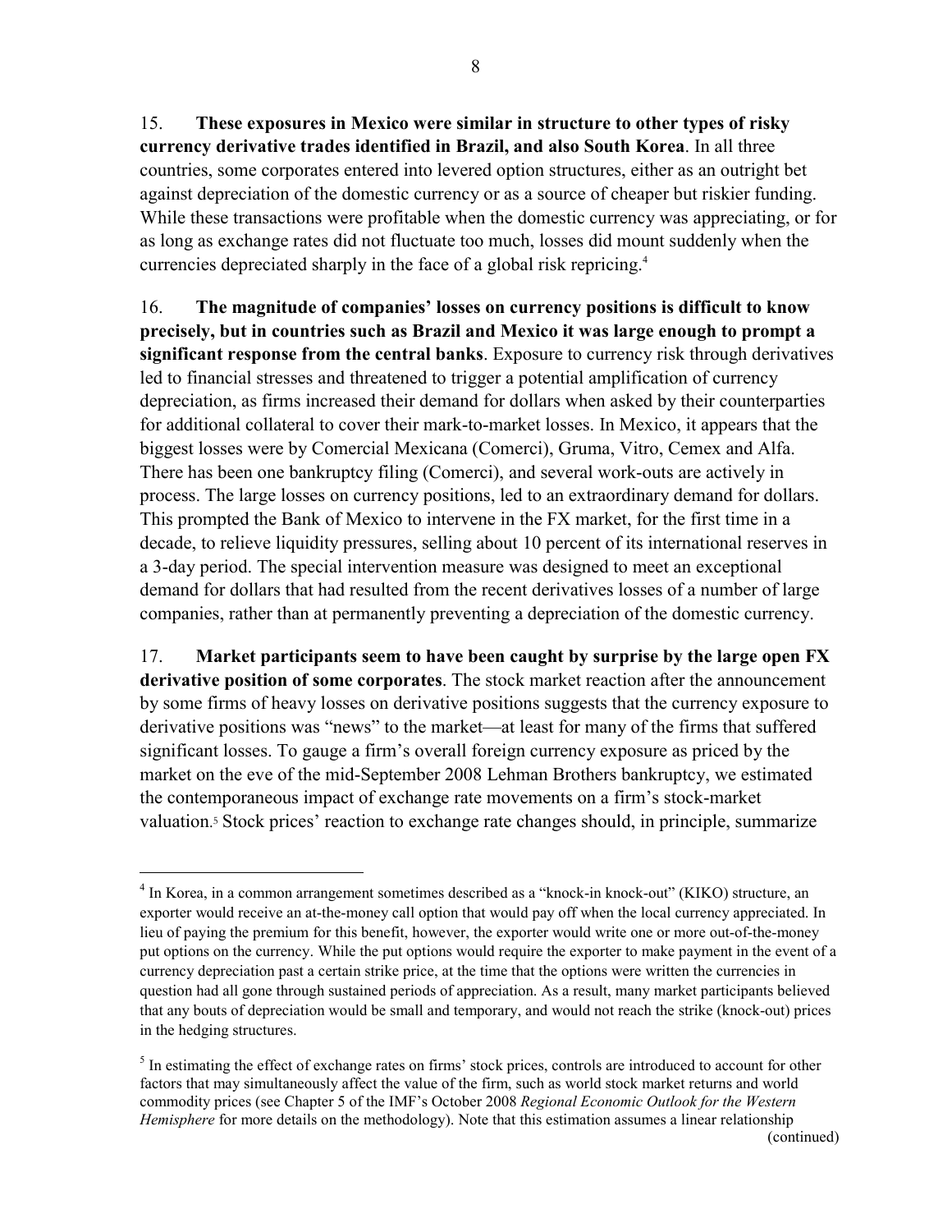15. **These exposures in Mexico were similar in structure to other types of risky currency derivative trades identified in Brazil, and also South Korea**. In all three countries, some corporates entered into levered option structures, either as an outright bet against depreciation of the domestic currency or as a source of cheaper but riskier funding. While these transactions were profitable when the domestic currency was appreciating, or for as long as exchange rates did not fluctuate too much, losses did mount suddenly when the currencies depreciated sharply in the face of a global risk repricing.[4]

16. **The magnitude of companies' losses on currency positions is difficult to know precisely, but in countries such as Brazil and Mexico it was large enough to prompt a significant response from the central banks**. Exposure to currency risk through derivatives led to financial stresses and threatened to trigger a potential amplification of currency depreciation, as firms increased their demand for dollars when asked by their counterparties for additional collateral to cover their mark-to-market losses. In Mexico, it appears that the biggest losses were by Comercial Mexicana (Comerci), Gruma, Vitro, Cemex and Alfa. There has been one bankruptcy filing (Comerci), and several work-outs are actively in process. The large losses on currency positions, led to an extraordinary demand for dollars. This prompted the Bank of Mexico to intervene in the FX market, for the first time in a decade, to relieve liquidity pressures, selling about 10 percent of its international reserves in a 3-day period. The special intervention measure was designed to meet an exceptional demand for dollars that had resulted from the recent derivatives losses of a number of large companies, rather than at permanently preventing a depreciation of the domestic currency.

17. **Market participants seem to have been caught by surprise by the large open FX derivative position of some corporates**. The stock market reaction after the announcement by some firms of heavy losses on derivative positions suggests that the currency exposure to derivative positions was "news" to the market—at least for many of the firms that suffered significant losses. To gauge a firm's overall foreign currency exposure as priced by the market on the eve of the mid-September 2008 Lehman Brothers bankruptcy, we estimated the contemporaneous impact of exchange rate movements on a firm's stock-market valuation.[5] Stock prices' reaction to exchange rate changes should, in principle, summarize

---

[4] In Korea, in a common arrangement sometimes described as a "knock-in knock-out" (KIKO) structure, an exporter would receive an at-the-money call option that would pay off when the local currency appreciated. In lieu of paying the premium for this benefit, however, the exporter would write one or more out-of-the-money put options on the currency. While the put options would require the exporter to make payment in the event of a currency depreciation past a certain strike price, at the time that the options were written the currencies in question had all gone through sustained periods of appreciation. As a result, many market participants believed that any bouts of depreciation would be small and temporary, and would not reach the strike (knock-out) prices in the hedging structures.

[5] In estimating the effect of exchange rates on firms' stock prices, controls are introduced to account for other factors that may simultaneously affect the value of the firm, such as world stock market returns and world commodity prices (see Chapter 5 of the IMF's October 2008 *Regional Economic Outlook for the Western Hemisphere* for more details on the methodology). Note that this estimation assumes a linear relationship (continued)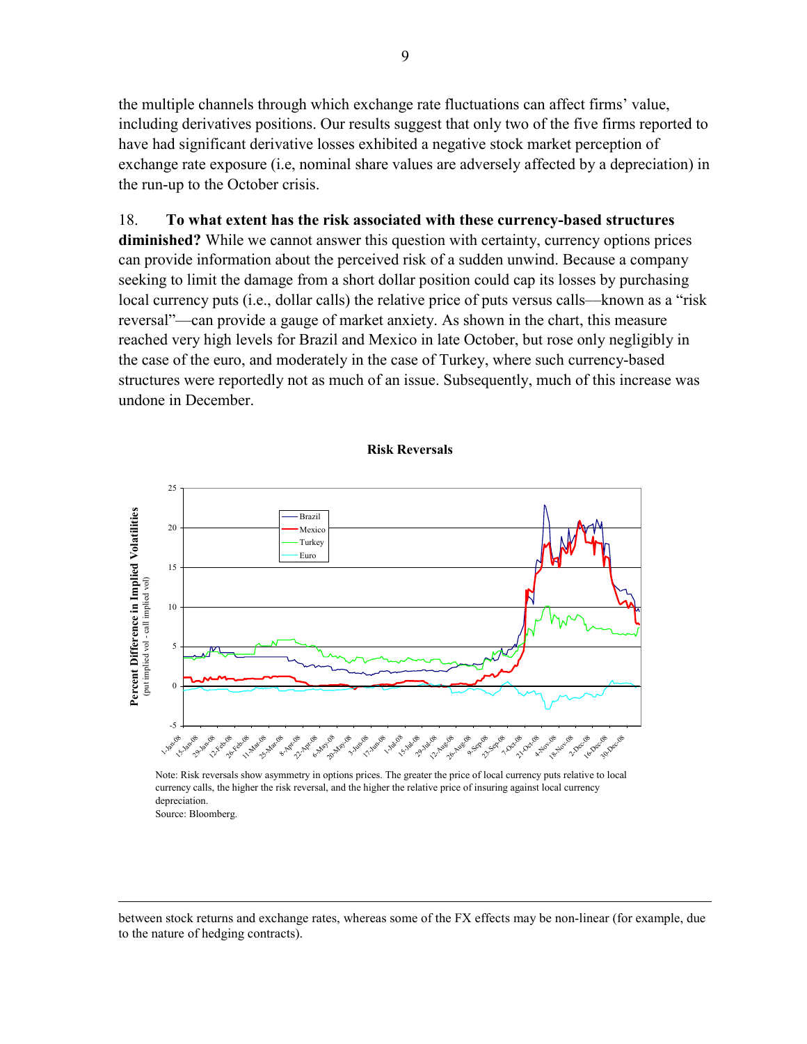the multiple channels through which exchange rate fluctuations can affect firms' value, including derivatives positions. Our results suggest that only two of the five firms reported to have had significant derivative losses exhibited a negative stock market perception of exchange rate exposure (i.e, nominal share values are adversely affected by a depreciation) in the run-up to the October crisis.

18. **To what extent has the risk associated with these currency-based structures diminished?** While we cannot answer this question with certainty, currency options prices can provide information about the perceived risk of a sudden unwind. Because a company seeking to limit the damage from a short dollar position could cap its losses by purchasing local currency puts (i.e., dollar calls) the relative price of puts versus calls—known as a "risk reversal"—can provide a gauge of market anxiety. As shown in the chart, this measure reached very high levels for Brazil and Mexico in late October, but rose only negligibly in the case of the euro, and moderately in the case of Turkey, where such currency-based structures were reportedly not as much of an issue. Subsequently, much of this increase was undone in December.

**Risk Reversals**

Note: Risk reversals show asymmetry in options prices. The greater the price of local currency puts relative to local currency calls, the higher the risk reversal, and the higher the relative price of insuring against local currency depreciation.
Source: Bloomberg.

---

between stock returns and exchange rates, whereas some of the FX effects may be non-linear (for example, due to the nature of hedging contracts).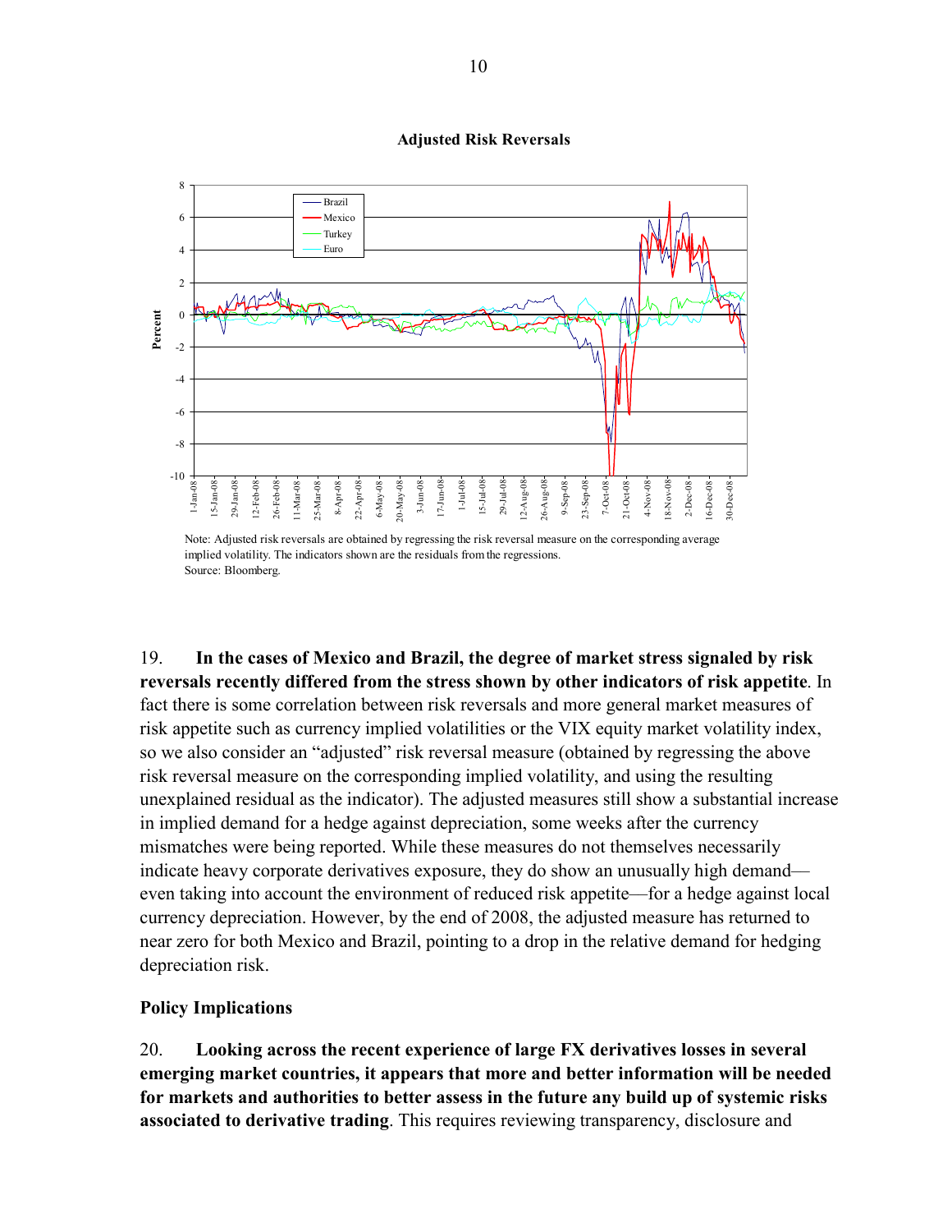**Adjusted Risk Reversals**

Note: Adjusted risk reversals are obtained by regressing the risk reversal measure on the corresponding average implied volatility. The indicators shown are the residuals from the regressions.
Source: Bloomberg.

19. **In the cases of Mexico and Brazil, the degree of market stress signaled by risk reversals recently differed from the stress shown by other indicators of risk appetite**. In fact there is some correlation between risk reversals and more general market measures of risk appetite such as currency implied volatilities or the VIX equity market volatility index, so we also consider an "adjusted" risk reversal measure (obtained by regressing the above risk reversal measure on the corresponding implied volatility, and using the resulting unexplained residual as the indicator). The adjusted measures still show a substantial increase in implied demand for a hedge against depreciation, some weeks after the currency mismatches were being reported. While these measures do not themselves necessarily indicate heavy corporate derivatives exposure, they do show an unusually high demand—even taking into account the environment of reduced risk appetite—for a hedge against local currency depreciation. However, by the end of 2008, the adjusted measure has returned to near zero for both Mexico and Brazil, pointing to a drop in the relative demand for hedging depreciation risk.

**Policy Implications**

20. **Looking across the recent experience of large FX derivatives losses in several emerging market countries, it appears that more and better information will be needed for markets and authorities to better assess in the future any build up of systemic risks associated to derivative trading**. This requires reviewing transparency, disclosure and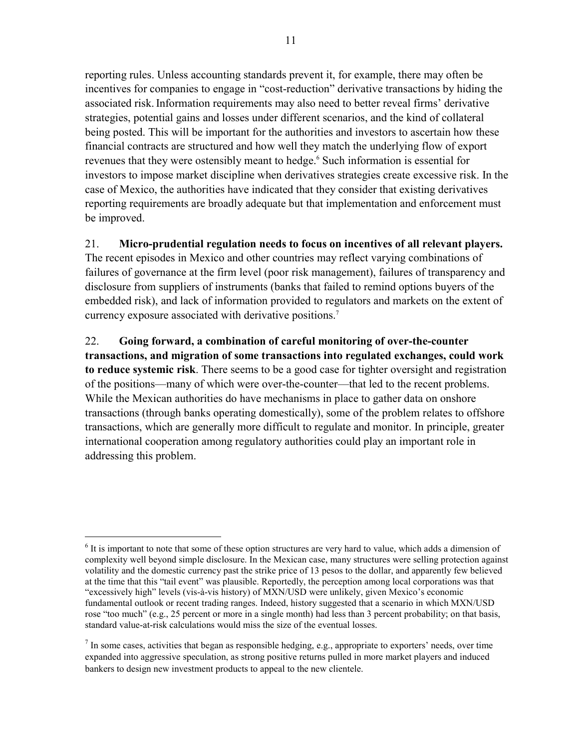reporting rules. Unless accounting standards prevent it, for example, there may often be incentives for companies to engage in "cost-reduction" derivative transactions by hiding the associated risk. Information requirements may also need to better reveal firms' derivative strategies, potential gains and losses under different scenarios, and the kind of collateral being posted. This will be important for the authorities and investors to ascertain how these financial contracts are structured and how well they match the underlying flow of export revenues that they were ostensibly meant to hedge.[6] Such information is essential for investors to impose market discipline when derivatives strategies create excessive risk. In the case of Mexico, the authorities have indicated that they consider that existing derivatives reporting requirements are broadly adequate but that implementation and enforcement must be improved.

21. **Micro-prudential regulation needs to focus on incentives of all relevant players.** The recent episodes in Mexico and other countries may reflect varying combinations of failures of governance at the firm level (poor risk management), failures of transparency and disclosure from suppliers of instruments (banks that failed to remind options buyers of the embedded risk), and lack of information provided to regulators and markets on the extent of currency exposure associated with derivative positions.[7]

22. **Going forward, a combination of careful monitoring of over-the-counter transactions, and migration of some transactions into regulated exchanges, could work to reduce systemic risk**. There seems to be a good case for tighter oversight and registration of the positions—many of which were over-the-counter—that led to the recent problems. While the Mexican authorities do have mechanisms in place to gather data on onshore transactions (through banks operating domestically), some of the problem relates to offshore transactions, which are generally more difficult to regulate and monitor. In principle, greater international cooperation among regulatory authorities could play an important role in addressing this problem.

---

[6] It is important to note that some of these option structures are very hard to value, which adds a dimension of complexity well beyond simple disclosure. In the Mexican case, many structures were selling protection against volatility and the domestic currency past the strike price of 13 pesos to the dollar, and apparently few believed at the time that this "tail event" was plausible. Reportedly, the perception among local corporations was that "excessively high" levels (vis-à-vis history) of MXN/USD were unlikely, given Mexico's economic fundamental outlook or recent trading ranges. Indeed, history suggested that a scenario in which MXN/USD rose "too much" (e.g., 25 percent or more in a single month) had less than 3 percent probability; on that basis, standard value-at-risk calculations would miss the size of the eventual losses.

[7] In some cases, activities that began as responsible hedging, e.g., appropriate to exporters' needs, over time expanded into aggressive speculation, as strong positive returns pulled in more market players and induced bankers to design new investment products to appeal to the new clientele.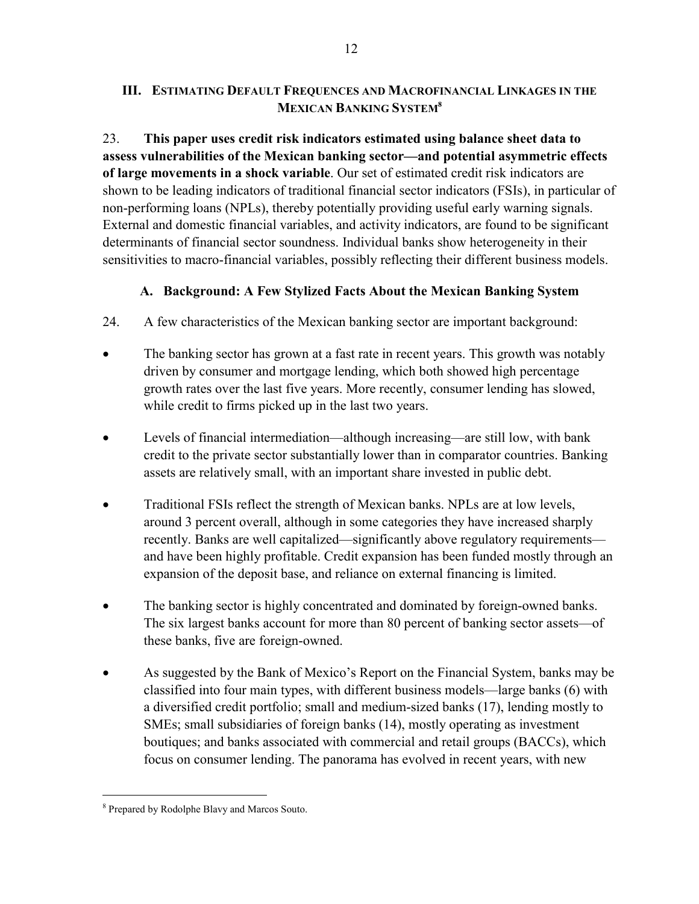## III. Estimating Default Frequences and Macrofinancial Linkages in the Mexican Banking System[8]

23. **This paper uses credit risk indicators estimated using balance sheet data to assess vulnerabilities of the Mexican banking sector—and potential asymmetric effects of large movements in a shock variable**. Our set of estimated credit risk indicators are shown to be leading indicators of traditional financial sector indicators (FSIs), in particular of non-performing loans (NPLs), thereby potentially providing useful early warning signals. External and domestic financial variables, and activity indicators, are found to be significant determinants of financial sector soundness. Individual banks show heterogeneity in their sensitivities to macro-financial variables, possibly reflecting their different business models.

### A. Background: A Few Stylized Facts About the Mexican Banking System

24. A few characteristics of the Mexican banking sector are important background:

- The banking sector has grown at a fast rate in recent years. This growth was notably driven by consumer and mortgage lending, which both showed high percentage growth rates over the last five years. More recently, consumer lending has slowed, while credit to firms picked up in the last two years.
- Levels of financial intermediation—although increasing—are still low, with bank credit to the private sector substantially lower than in comparator countries. Banking assets are relatively small, with an important share invested in public debt.
- Traditional FSIs reflect the strength of Mexican banks. NPLs are at low levels, around 3 percent overall, although in some categories they have increased sharply recently. Banks are well capitalized—significantly above regulatory requirements—and have been highly profitable. Credit expansion has been funded mostly through an expansion of the deposit base, and reliance on external financing is limited.
- The banking sector is highly concentrated and dominated by foreign-owned banks. The six largest banks account for more than 80 percent of banking sector assets—of these banks, five are foreign-owned.
- As suggested by the Bank of Mexico's Report on the Financial System, banks may be classified into four main types, with different business models—large banks (6) with a diversified credit portfolio; small and medium-sized banks (17), lending mostly to SMEs; small subsidiaries of foreign banks (14), mostly operating as investment boutiques; and banks associated with commercial and retail groups (BACCs), which focus on consumer lending. The panorama has evolved in recent years, with new

[8] Prepared by Rodolphe Blavy and Marcos Souto.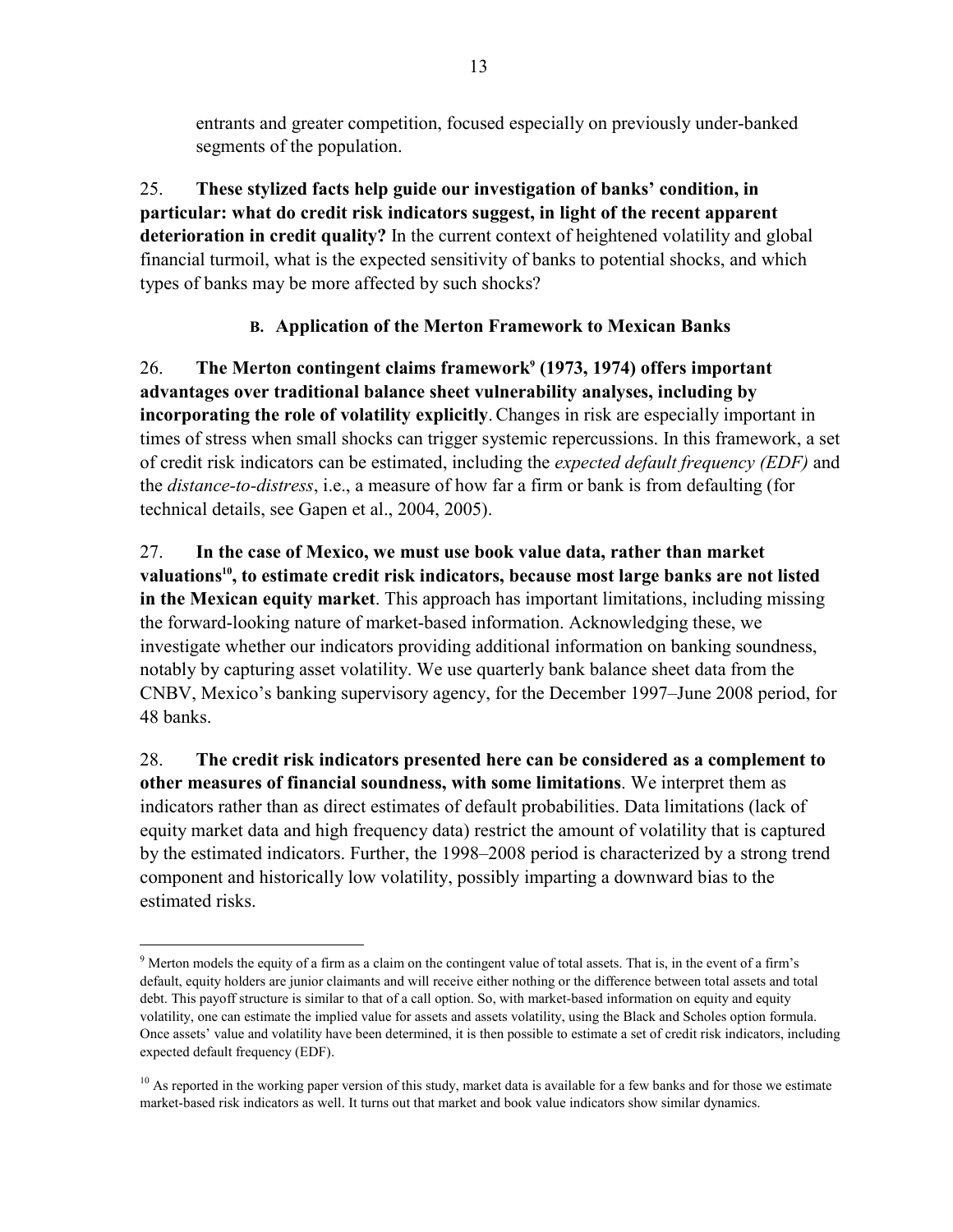entrants and greater competition, focused especially on previously under-banked segments of the population.

25. **These stylized facts help guide our investigation of banks' condition, in particular: what do credit risk indicators suggest, in light of the recent apparent deterioration in credit quality?** In the current context of heightened volatility and global financial turmoil, what is the expected sensitivity of banks to potential shocks, and which types of banks may be more affected by such shocks?

### B. Application of the Merton Framework to Mexican Banks

26. **The Merton contingent claims framework[9] (1973, 1974) offers important advantages over traditional balance sheet vulnerability analyses, including by incorporating the role of volatility explicitly**. Changes in risk are especially important in times of stress when small shocks can trigger systemic repercussions. In this framework, a set of credit risk indicators can be estimated, including the *expected default frequency (EDF)* and the *distance-to-distress*, i.e., a measure of how far a firm or bank is from defaulting (for technical details, see Gapen et al., 2004, 2005).

27. **In the case of Mexico, we must use book value data, rather than market valuations[10], to estimate credit risk indicators, because most large banks are not listed in the Mexican equity market**. This approach has important limitations, including missing the forward-looking nature of market-based information. Acknowledging these, we investigate whether our indicators providing additional information on banking soundness, notably by capturing asset volatility. We use quarterly bank balance sheet data from the CNBV, Mexico's banking supervisory agency, for the December 1997–June 2008 period, for 48 banks.

28. **The credit risk indicators presented here can be considered as a complement to other measures of financial soundness, with some limitations**. We interpret them as indicators rather than as direct estimates of default probabilities. Data limitations (lack of equity market data and high frequency data) restrict the amount of volatility that is captured by the estimated indicators. Further, the 1998–2008 period is characterized by a strong trend component and historically low volatility, possibly imparting a downward bias to the estimated risks.

---

[9] Merton models the equity of a firm as a claim on the contingent value of total assets. That is, in the event of a firm's default, equity holders are junior claimants and will receive either nothing or the difference between total assets and total debt. This payoff structure is similar to that of a call option. So, with market-based information on equity and equity volatility, one can estimate the implied value for assets and assets volatility, using the Black and Scholes option formula. Once assets' value and volatility have been determined, it is then possible to estimate a set of credit risk indicators, including expected default frequency (EDF).

[10] As reported in the working paper version of this study, market data is available for a few banks and for those we estimate market-based risk indicators as well. It turns out that market and book value indicators show similar dynamics.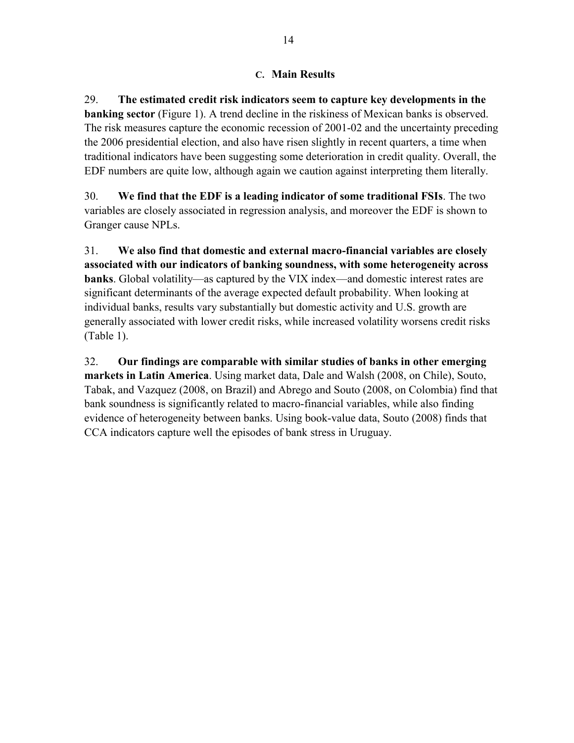### C. Main Results

29. **The estimated credit risk indicators seem to capture key developments in the banking sector** (Figure 1). A trend decline in the riskiness of Mexican banks is observed. The risk measures capture the economic recession of 2001-02 and the uncertainty preceding the 2006 presidential election, and also have risen slightly in recent quarters, a time when traditional indicators have been suggesting some deterioration in credit quality. Overall, the EDF numbers are quite low, although again we caution against interpreting them literally.

30. **We find that the EDF is a leading indicator of some traditional FSIs**. The two variables are closely associated in regression analysis, and moreover the EDF is shown to Granger cause NPLs.

31. **We also find that domestic and external macro-financial variables are closely associated with our indicators of banking soundness, with some heterogeneity across banks**. Global volatility—as captured by the VIX index—and domestic interest rates are significant determinants of the average expected default probability. When looking at individual banks, results vary substantially but domestic activity and U.S. growth are generally associated with lower credit risks, while increased volatility worsens credit risks (Table 1).

32. **Our findings are comparable with similar studies of banks in other emerging markets in Latin America**. Using market data, Dale and Walsh (2008, on Chile), Souto, Tabak, and Vazquez (2008, on Brazil) and Abrego and Souto (2008, on Colombia) find that bank soundness is significantly related to macro-financial variables, while also finding evidence of heterogeneity between banks. Using book-value data, Souto (2008) finds that CCA indicators capture well the episodes of bank stress in Uruguay.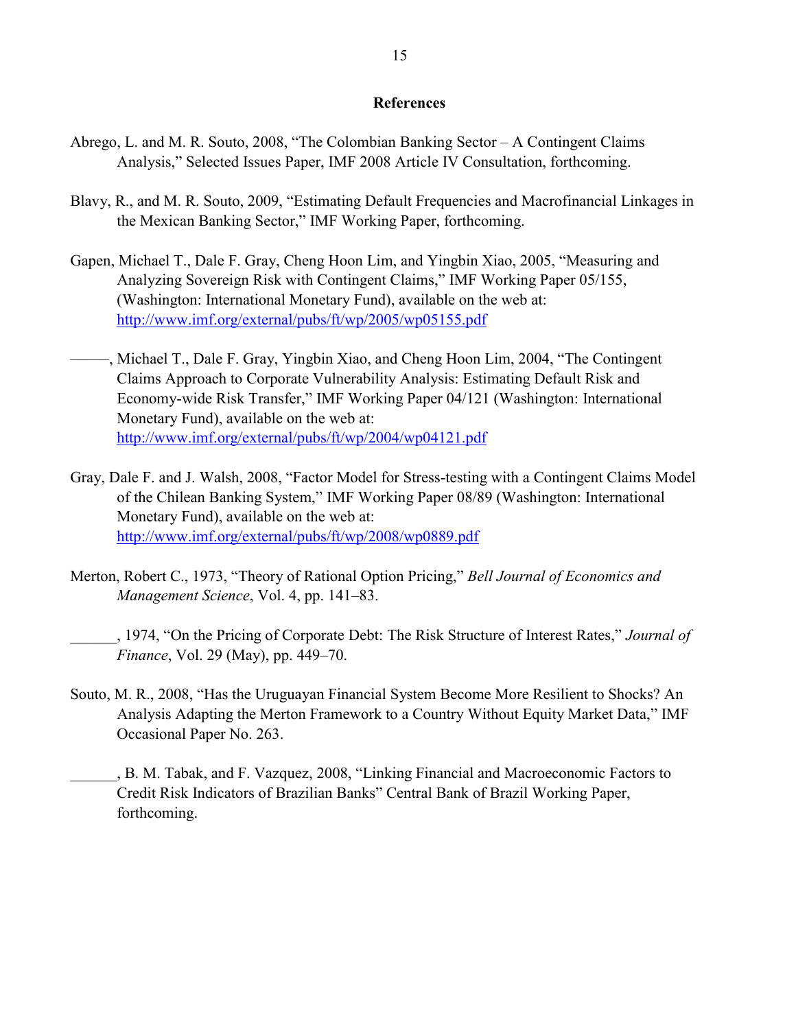## References

Abrego, L. and M. R. Souto, 2008, "The Colombian Banking Sector – A Contingent Claims Analysis," Selected Issues Paper, IMF 2008 Article IV Consultation, forthcoming.

Blavy, R., and M. R. Souto, 2009, "Estimating Default Frequencies and Macrofinancial Linkages in the Mexican Banking Sector," IMF Working Paper, forthcoming.

Gapen, Michael T., Dale F. Gray, Cheng Hoon Lim, and Yingbin Xiao, 2005, "Measuring and Analyzing Sovereign Risk with Contingent Claims," IMF Working Paper 05/155, (Washington: International Monetary Fund), available on the web at: http://www.imf.org/external/pubs/ft/wp/2005/wp05155.pdf

———, Michael T., Dale F. Gray, Yingbin Xiao, and Cheng Hoon Lim, 2004, "The Contingent Claims Approach to Corporate Vulnerability Analysis: Estimating Default Risk and Economy-wide Risk Transfer," IMF Working Paper 04/121 (Washington: International Monetary Fund), available on the web at: http://www.imf.org/external/pubs/ft/wp/2004/wp04121.pdf

Gray, Dale F. and J. Walsh, 2008, "Factor Model for Stress-testing with a Contingent Claims Model of the Chilean Banking System," IMF Working Paper 08/89 (Washington: International Monetary Fund), available on the web at: http://www.imf.org/external/pubs/ft/wp/2008/wp0889.pdf

Merton, Robert C., 1973, "Theory of Rational Option Pricing," *Bell Journal of Economics and Management Science*, Vol. 4, pp. 141–83.

______, 1974, "On the Pricing of Corporate Debt: The Risk Structure of Interest Rates," *Journal of Finance*, Vol. 29 (May), pp. 449–70.

Souto, M. R., 2008, "Has the Uruguayan Financial System Become More Resilient to Shocks? An Analysis Adapting the Merton Framework to a Country Without Equity Market Data," IMF Occasional Paper No. 263.

______, B. M. Tabak, and F. Vazquez, 2008, "Linking Financial and Macroeconomic Factors to Credit Risk Indicators of Brazilian Banks" Central Bank of Brazil Working Paper, forthcoming.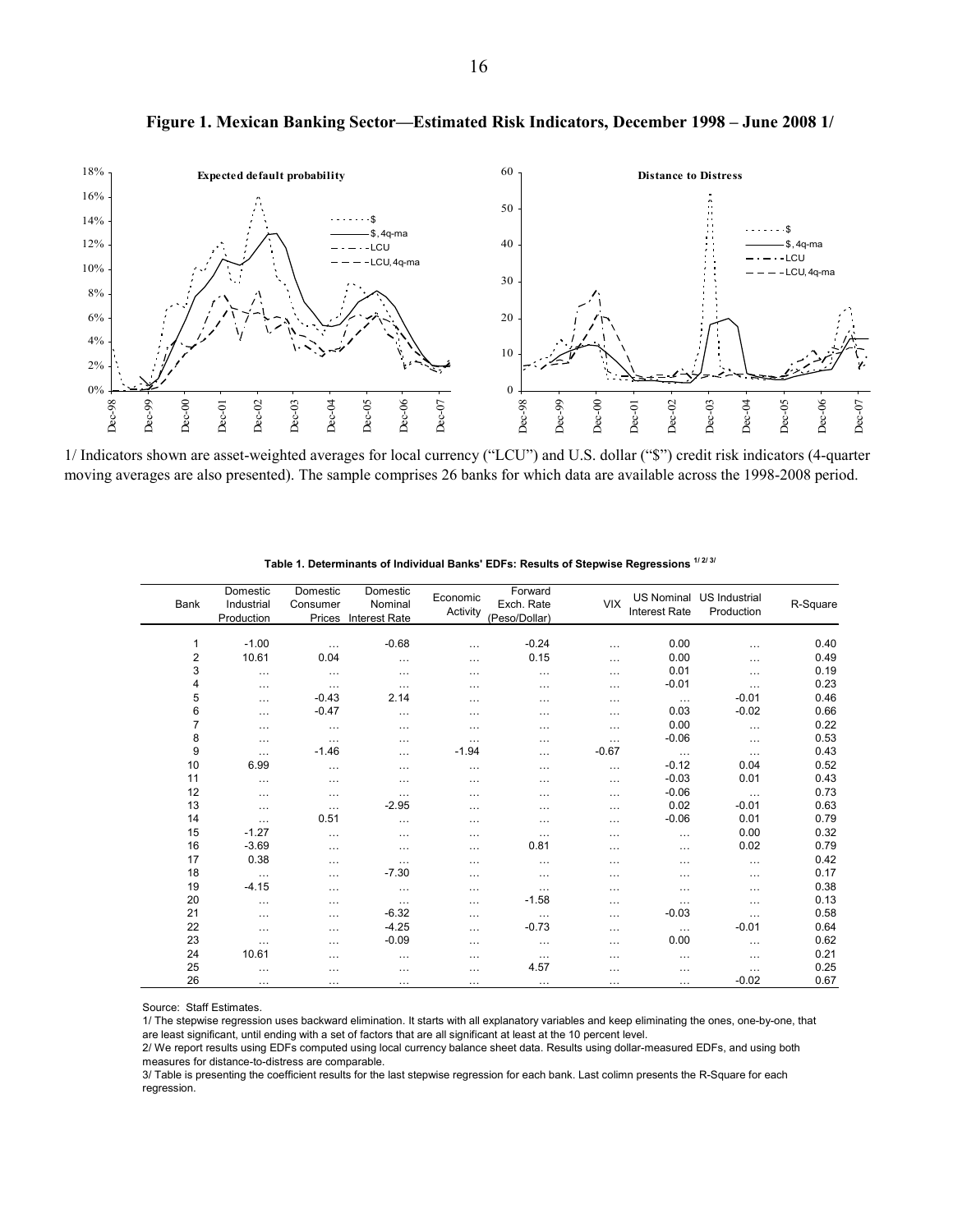**Figure 1. Mexican Banking Sector—Estimated Risk Indicators, December 1998 – June 2008 1/**

Expected default probability

18%
16%
14%
12%
10%
8%
6%
4%
2%
0%

$
$, 4q-ma
LCU
LCU, 4q-ma

Dec-98 Dec-99 Dec-00 Dec-01 Dec-02 Dec-03 Dec-04 Dec-05 Dec-06 Dec-07

Distance to Distress

60
50
40
30
20
10
0

$
$, 4q-ma
LCU
LCU, 4q-ma

Dec-98 Dec-99 Dec-00 Dec-01 Dec-02 Dec-03 Dec-04 Dec-05 Dec-06 Dec-07

1/ Indicators shown are asset-weighted averages for local currency ("LCU") and U.S. dollar ("$") credit risk indicators (4-quarter moving averages are also presented). The sample comprises 26 banks for which data are available across the 1998-2008 period.

**Table 1. Determinants of Individual Banks' EDFs: Results of Stepwise Regressions 1/ 2/ 3/**

| Bank | Domestic Industrial Production | Domestic Consumer Prices | Domestic Nominal Interest Rate | Economic Activity | Forward Exch. Rate (Peso/Dollar) | VIX | US Nominal Interest Rate | US Industrial Production | R-Square |
|---|---|---|---|---|---|---|---|---|---|
| 1 | -1.00 | … | -0.68 | … | -0.24 | … | 0.00 | … | 0.40 |
| 2 | 10.61 | 0.04 | … | … | 0.15 | … | 0.00 | … | 0.49 |
| 3 | … | … | … | … | … | … | 0.01 | … | 0.19 |
| 4 | … | … | … | … | … | … | -0.01 | … | 0.23 |
| 5 | … | -0.43 | 2.14 | … | … | … | … | -0.01 | 0.46 |
| 6 | … | -0.47 | … | … | … | … | 0.03 | -0.02 | 0.66 |
| 7 | … | … | … | … | … | … | 0.00 | … | 0.22 |
| 8 | … | … | … | … | … | … | -0.06 | … | 0.53 |
| 9 | … | -1.46 | … | -1.94 | … | -0.67 | … | … | 0.43 |
| 10 | 6.99 | … | … | … | … | … | -0.12 | 0.04 | 0.52 |
| 11 | … | … | … | … | … | … | -0.03 | 0.01 | 0.43 |
| 12 | … | … | … | … | … | … | -0.06 | … | 0.73 |
| 13 | … | … | -2.95 | … | … | … | 0.02 | -0.01 | 0.63 |
| 14 | … | 0.51 | … | … | … | … | -0.06 | 0.01 | 0.79 |
| 15 | -1.27 | … | … | … | … | … | … | 0.00 | 0.32 |
| 16 | -3.69 | … | … | … | 0.81 | … | … | 0.02 | 0.79 |
| 17 | 0.38 | … | … | … | … | … | … | … | 0.42 |
| 18 | … | … | -7.30 | … | … | … | … | … | 0.17 |
| 19 | -4.15 | … | … | … | … | … | … | … | 0.38 |
| 20 | … | … | … | … | -1.58 | … | … | … | 0.13 |
| 21 | … | … | -6.32 | … | … | … | -0.03 | … | 0.58 |
| 22 | … | … | -4.25 | … | -0.73 | … | … | -0.01 | 0.64 |
| 23 | … | … | -0.09 | … | … | … | 0.00 | … | 0.62 |
| 24 | 10.61 | … | … | … | … | … | … | … | 0.21 |
| 25 | … | … | … | … | 4.57 | … | … | … | 0.25 |
| 26 | … | … | … | … | … | … | … | -0.02 | 0.67 |

Source: Staff Estimates.

1/ The stepwise regression uses backward elimination. It starts with all explanatory variables and keep eliminating the ones, one-by-one, that are least significant, until ending with a set of factors that are all significant at least at the 10 percent level.

2/ We report results using EDFs computed using local currency balance sheet data. Results using dollar-measured EDFs, and using both measures for distance-to-distress are comparable.

3/ Table is presenting the coefficient results for the last stepwise regression for each bank. Last colimn presents the R-Square for each regression.